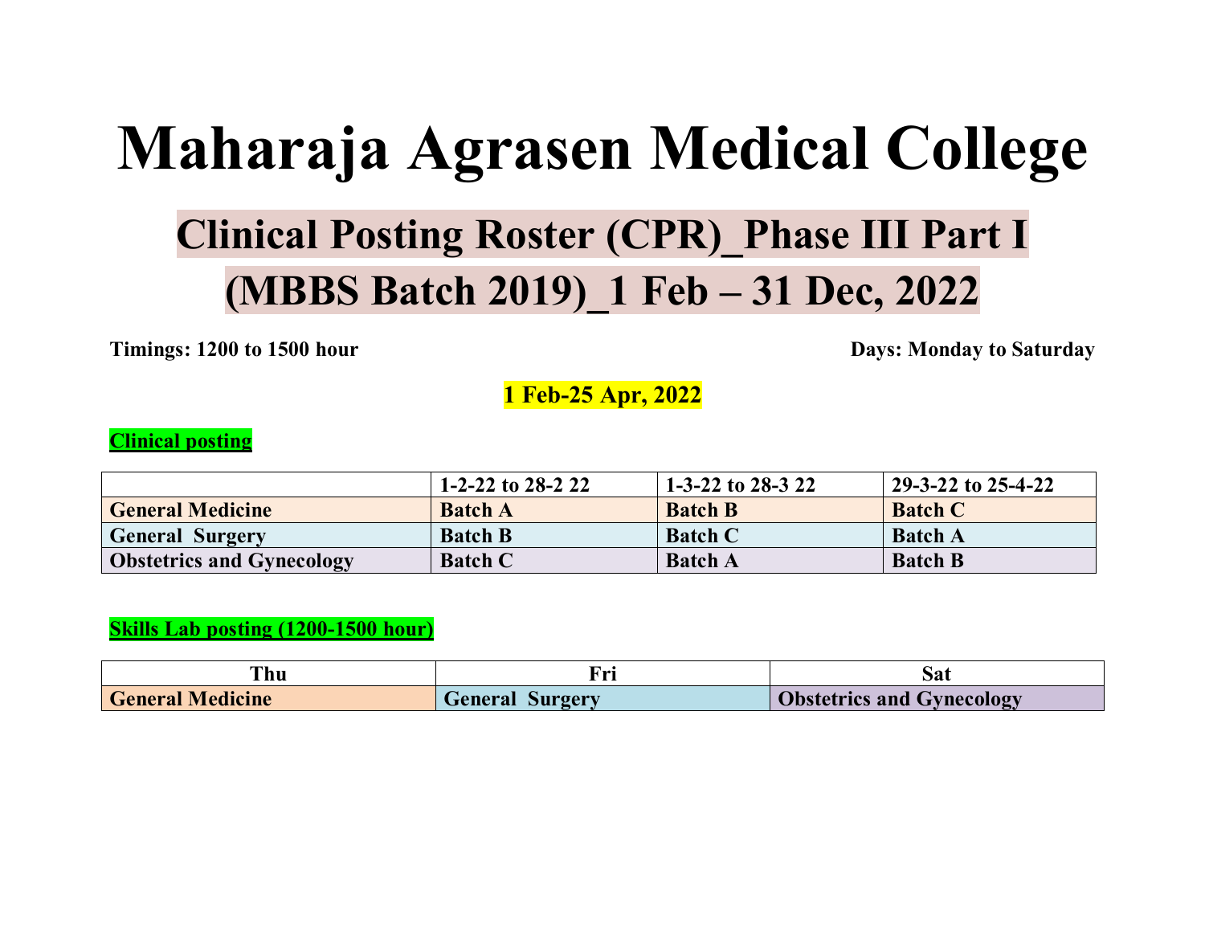# Maharaja Agrasen Medical College

## Clinical Posting Roster (CPR)_Phase III Part I (MBBS Batch 2019)_1 Feb – 31 Dec, 2022

**Timings: 1200 to 1500 hour** **Days: Monday to Saturday**

**1 Feb-25 Apr, 2022**

**Clinical posting**

| | 1-2-22 to 28-2 22 | 1-3-22 to 28-3 22 | 29-3-22 to 25-4-22 |
|---|---|---|---|
| **General Medicine** | **Batch A** | **Batch B** | **Batch C** |
| **General Surgery** | **Batch B** | **Batch C** | **Batch A** |
| **Obstetrics and Gynecology** | **Batch C** | **Batch A** | **Batch B** |

**Skills Lab posting (1200-1500 hour)**

| Thu | Fri | Sat |
|---|---|---|
| **General Medicine** | **General Surgery** | **Obstetrics and Gynecology** |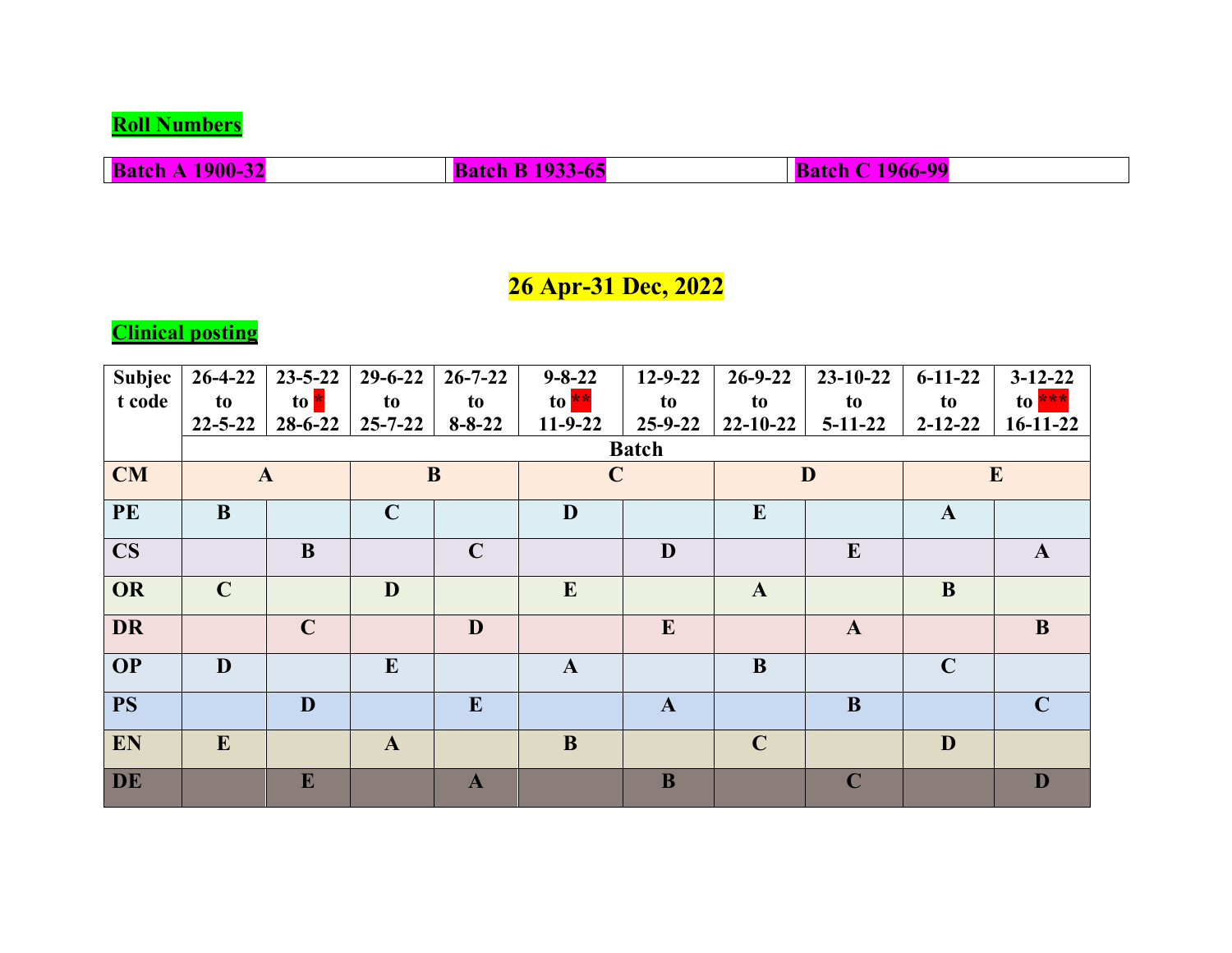**Roll Numbers**

| Batch A 1900-32 | Batch B 1933-65 | Batch C 1966-99 |
|---|---|---|

## 26 Apr-31 Dec, 2022

**Clinical posting**

| Subject code | 26-4-22 to 22-5-22 | 23-5-22 to * 28-6-22 | 29-6-22 to 25-7-22 | 26-7-22 to 8-8-22 | 9-8-22 to ** 11-9-22 | 12-9-22 to 25-9-22 | 26-9-22 to 22-10-22 | 23-10-22 to 5-11-22 | 6-11-22 to 2-12-22 | 3-12-22 to *** 16-11-22 |
|---|---|---|---|---|---|---|---|---|---|---|
| | Batch | | | | | | | | | |
| CM | A | | B | | C | | D | | E | |
| PE | B | | C | | D | | E | | A | |
| CS | | B | | C | | D | | E | | A |
| OR | C | | D | | E | | A | | B | |
| DR | | C | | D | | E | | A | | B |
| OP | D | | E | | A | | B | | C | |
| PS | | D | | E | | A | | B | | C |
| EN | E | | A | | B | | C | | D | |
| DE | | E | | A | | B | | C | | D |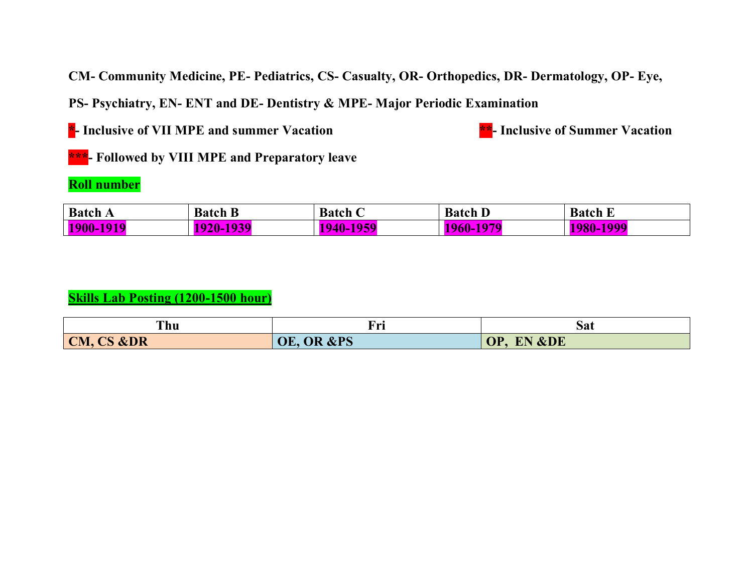**CM- Community Medicine, PE- Pediatrics, CS- Casualty, OR- Orthopedics, DR- Dermatology, OP- Eye,**

**PS- Psychiatry, EN- ENT and DE- Dentistry & MPE- Major Periodic Examination**

**\*- Inclusive of VII MPE and summer Vacation** **\*\*- Inclusive of Summer Vacation**

**\*\*\*- Followed by VIII MPE and Preparatory leave**

**Roll number**

| Batch A | Batch B | Batch C | Batch D | Batch E |
|---|---|---|---|---|
| 1900-1919 | 1920-1939 | 1940-1959 | 1960-1979 | 1980-1999 |

**Skills Lab Posting (1200-1500 hour)**

| Thu | Fri | Sat |
|---|---|---|
| CM, CS &DR | OE, OR &PS | OP, EN &DE |